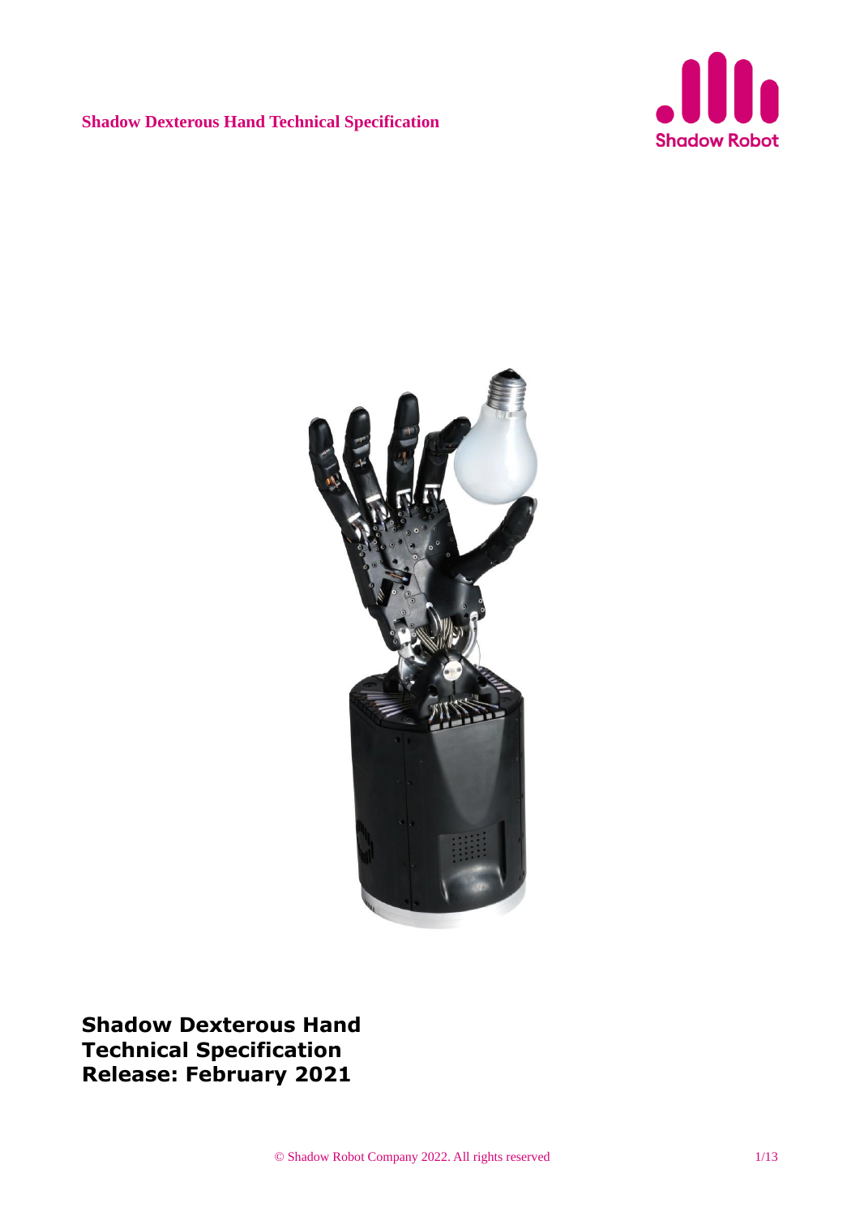# Shadow Dexterous Hand Technical Specification
# Release: February 2021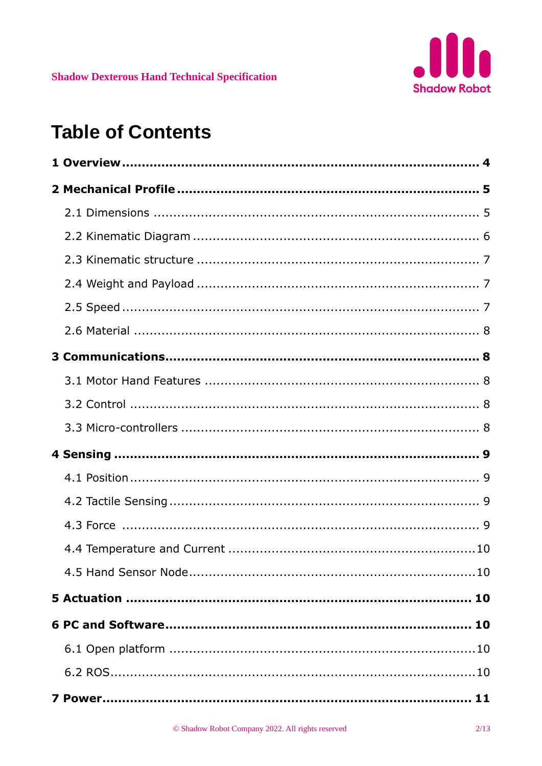# Table of Contents

**1 Overview** ........................................................................................ **4**

**2 Mechanical Profile** ........................................................................... **5**

- 2.1 Dimensions ................................................................................... 5
- 2.2 Kinematic Diagram ........................................................................ 6
- 2.3 Kinematic structure ....................................................................... 7
- 2.4 Weight and Payload ....................................................................... 7
- 2.5 Speed ............................................................................................ 7
- 2.6 Material ......................................................................................... 8

**3 Communications** ............................................................................... **8**

- 3.1 Motor Hand Features ..................................................................... 8
- 3.2 Control .......................................................................................... 8
- 3.3 Micro-controllers ........................................................................... 8

**4 Sensing** ............................................................................................ **9**

- 4.1 Position ......................................................................................... 9
- 4.2 Tactile Sensing .............................................................................. 9
- 4.3 Force ............................................................................................. 9
- 4.4 Temperature and Current ............................................................. 10
- 4.5 Hand Sensor Node ........................................................................ 10

**5 Actuation** ......................................................................................... **10**

**6 PC and Software** .............................................................................. **10**

- 6.1 Open platform .............................................................................. 10
- 6.2 ROS .............................................................................................. 10

**7 Power** ............................................................................................... **11**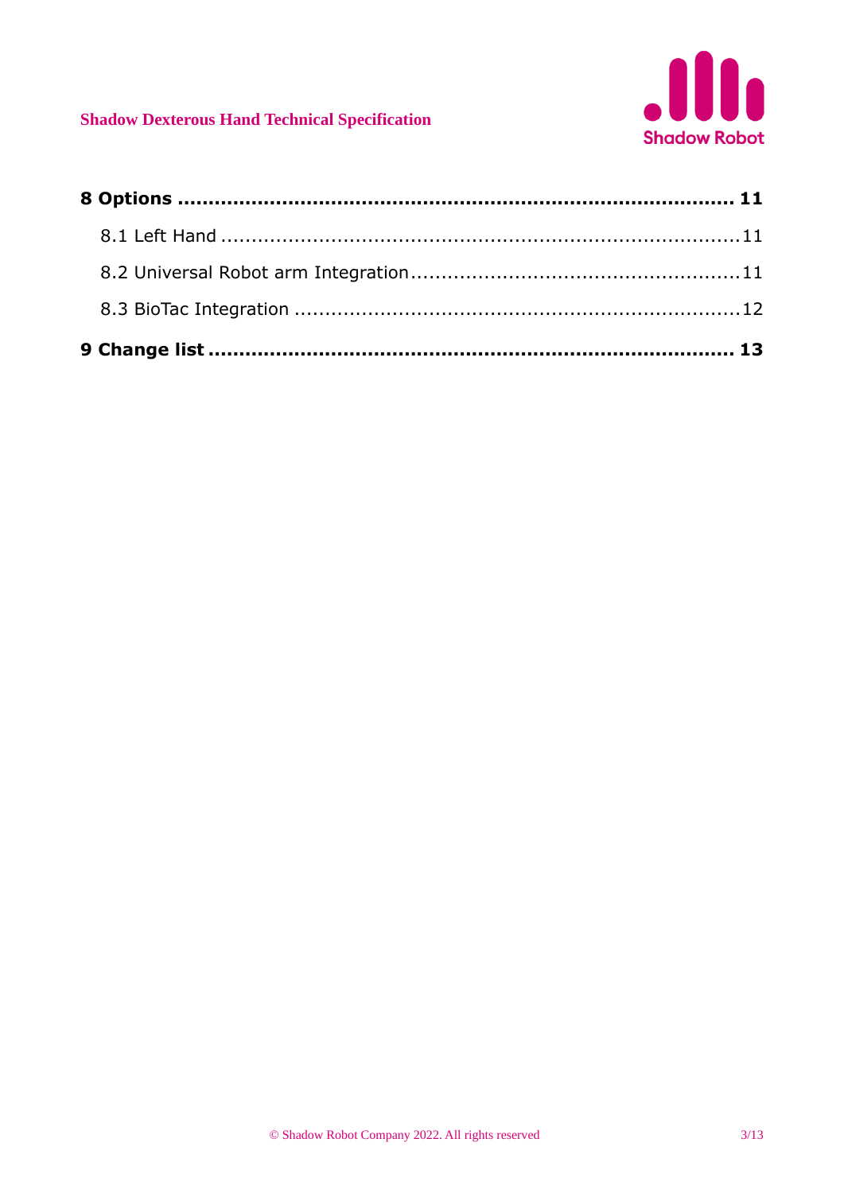**8 Options** ........................................................................................ **11**

8.1 Left Hand ........................................................................................11

8.2 Universal Robot arm Integration......................................................11

8.3 BioTac Integration ..........................................................................12

**9 Change list** ........................................................................................ **13**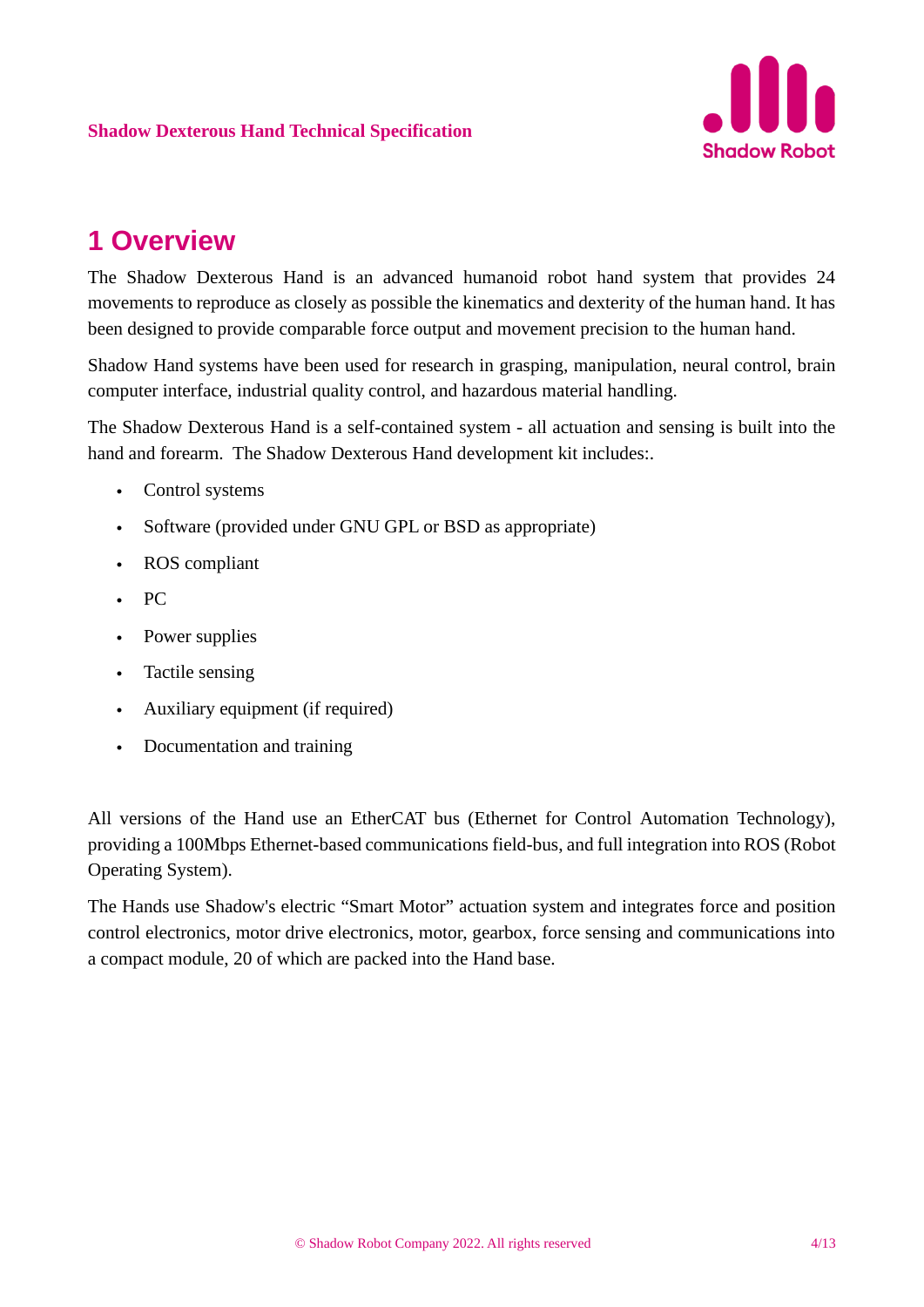# 1 Overview

The Shadow Dexterous Hand is an advanced humanoid robot hand system that provides 24 movements to reproduce as closely as possible the kinematics and dexterity of the human hand. It has been designed to provide comparable force output and movement precision to the human hand.

Shadow Hand systems have been used for research in grasping, manipulation, neural control, brain computer interface, industrial quality control, and hazardous material handling.

The Shadow Dexterous Hand is a self-contained system - all actuation and sensing is built into the hand and forearm. The Shadow Dexterous Hand development kit includes:.

- Control systems
- Software (provided under GNU GPL or BSD as appropriate)
- ROS compliant
- PC
- Power supplies
- Tactile sensing
- Auxiliary equipment (if required)
- Documentation and training

All versions of the Hand use an EtherCAT bus (Ethernet for Control Automation Technology), providing a 100Mbps Ethernet-based communications field-bus, and full integration into ROS (Robot Operating System).

The Hands use Shadow's electric "Smart Motor" actuation system and integrates force and position control electronics, motor drive electronics, motor, gearbox, force sensing and communications into a compact module, 20 of which are packed into the Hand base.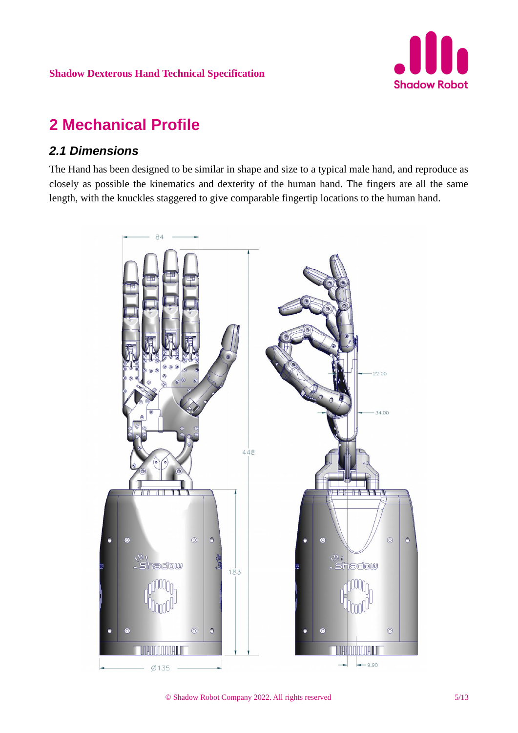# 2 Mechanical Profile

## 2.1 Dimensions

The Hand has been designed to be similar in shape and size to a typical male hand, and reproduce as closely as possible the kinematics and dexterity of the human hand. The fingers are all the same length, with the knuckles staggered to give comparable fingertip locations to the human hand.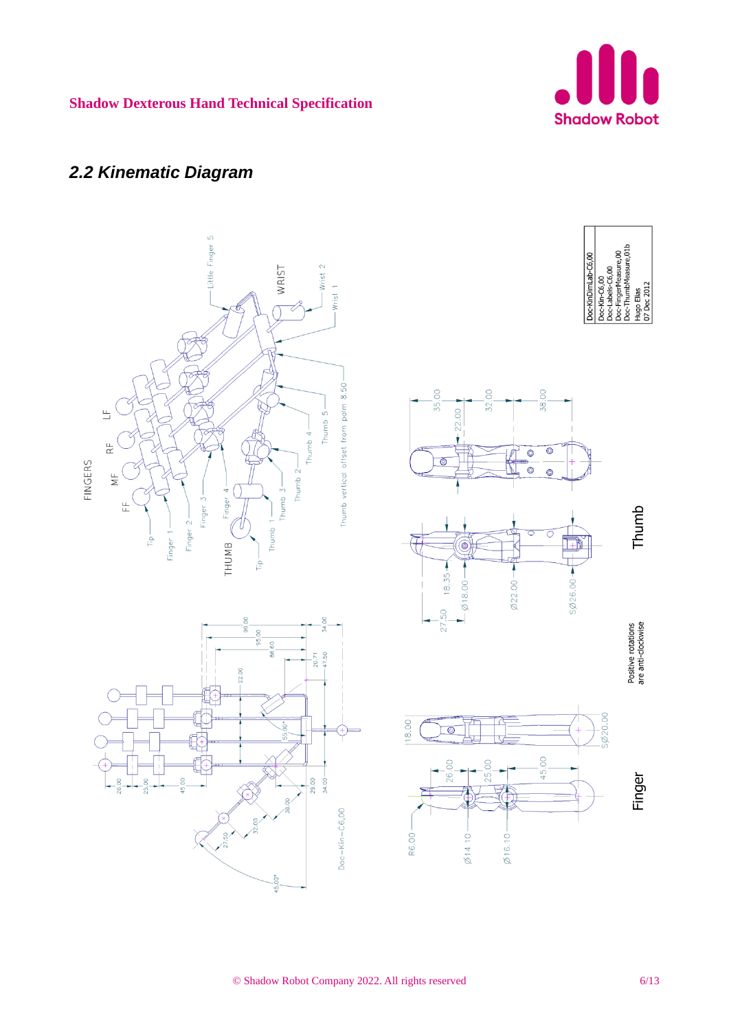## 2.2 Kinematic Diagram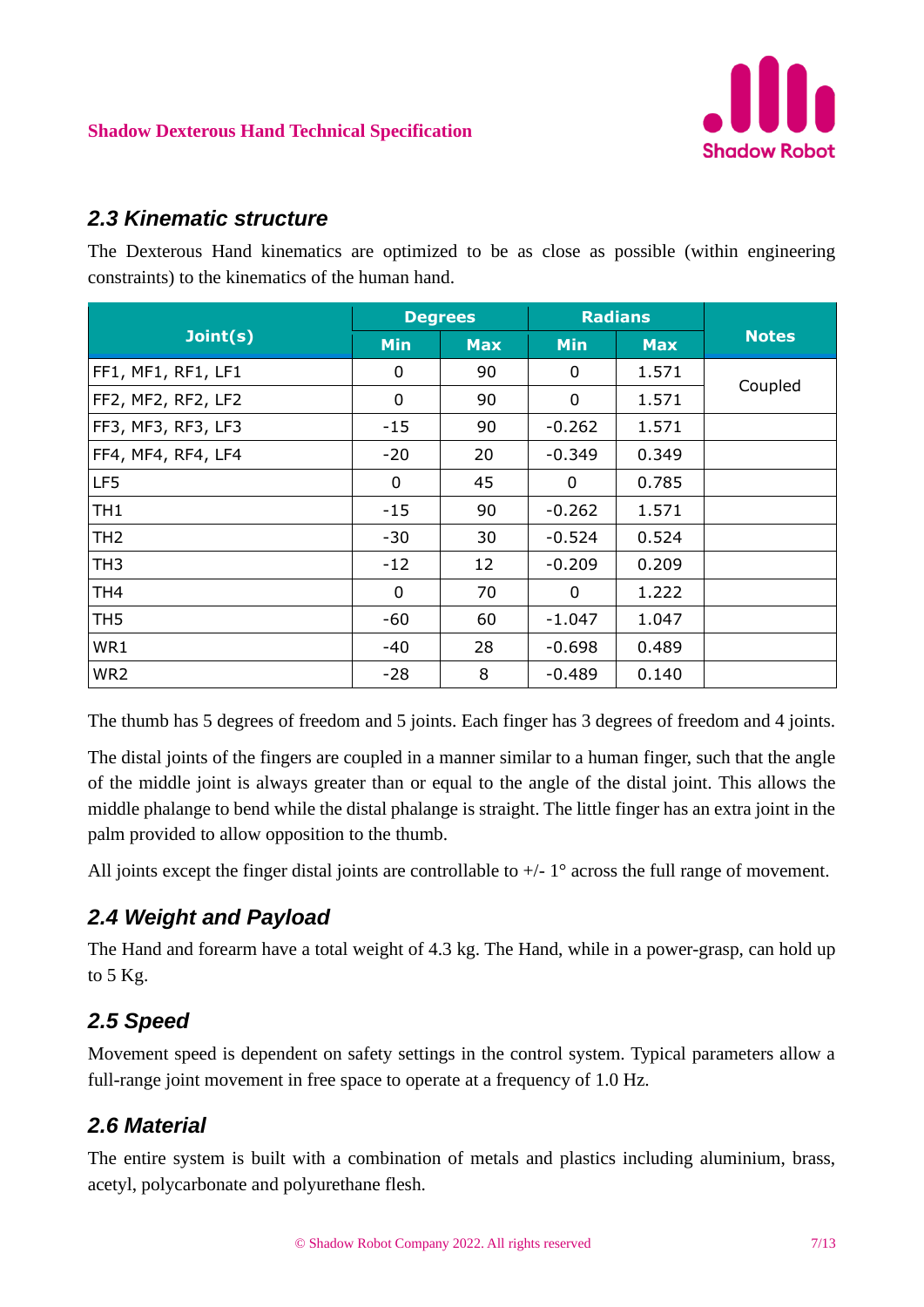## 2.3 Kinematic structure

The Dexterous Hand kinematics are optimized to be as close as possible (within engineering constraints) to the kinematics of the human hand.

| Joint(s) | Degrees | | Radians | | Notes |
|---|---|---|---|---|---|
| | Min | Max | Min | Max | |
| FF1, MF1, RF1, LF1 | 0 | 90 | 0 | 1.571 | Coupled |
| FF2, MF2, RF2, LF2 | 0 | 90 | 0 | 1.571 | |
| FF3, MF3, RF3, LF3 | -15 | 90 | -0.262 | 1.571 | |
| FF4, MF4, RF4, LF4 | -20 | 20 | -0.349 | 0.349 | |
| LF5 | 0 | 45 | 0 | 0.785 | |
| TH1 | -15 | 90 | -0.262 | 1.571 | |
| TH2 | -30 | 30 | -0.524 | 0.524 | |
| TH3 | -12 | 12 | -0.209 | 0.209 | |
| TH4 | 0 | 70 | 0 | 1.222 | |
| TH5 | -60 | 60 | -1.047 | 1.047 | |
| WR1 | -40 | 28 | -0.698 | 0.489 | |
| WR2 | -28 | 8 | -0.489 | 0.140 | |

The thumb has 5 degrees of freedom and 5 joints. Each finger has 3 degrees of freedom and 4 joints.

The distal joints of the fingers are coupled in a manner similar to a human finger, such that the angle of the middle joint is always greater than or equal to the angle of the distal joint. This allows the middle phalange to bend while the distal phalange is straight. The little finger has an extra joint in the palm provided to allow opposition to the thumb.

All joints except the finger distal joints are controllable to +/- 1° across the full range of movement.

## 2.4 Weight and Payload

The Hand and forearm have a total weight of 4.3 kg. The Hand, while in a power-grasp, can hold up to 5 Kg.

## 2.5 Speed

Movement speed is dependent on safety settings in the control system. Typical parameters allow a full-range joint movement in free space to operate at a frequency of 1.0 Hz.

## 2.6 Material

The entire system is built with a combination of metals and plastics including aluminium, brass, acetyl, polycarbonate and polyurethane flesh.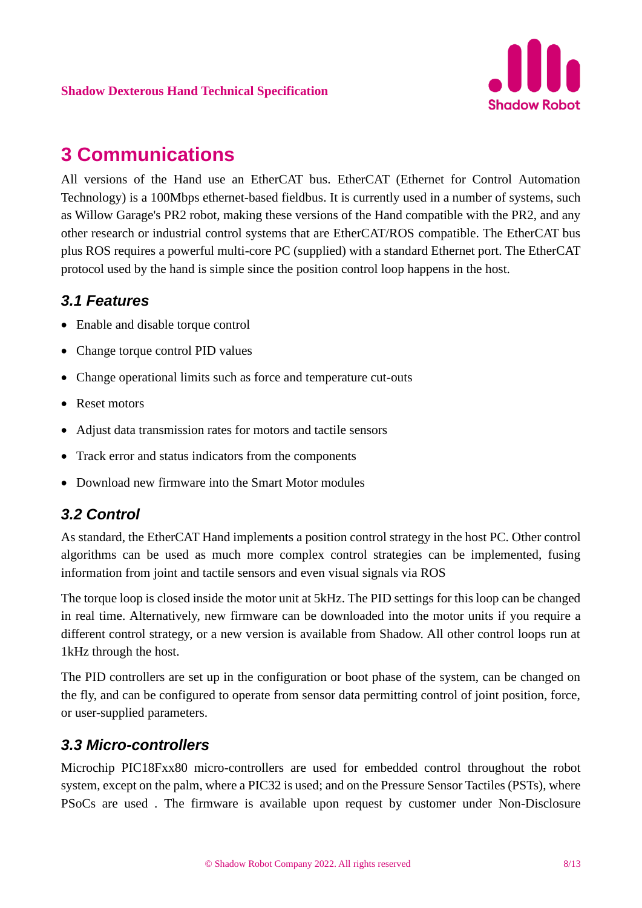# 3 Communications

All versions of the Hand use an EtherCAT bus. EtherCAT (Ethernet for Control Automation Technology) is a 100Mbps ethernet-based fieldbus. It is currently used in a number of systems, such as Willow Garage's PR2 robot, making these versions of the Hand compatible with the PR2, and any other research or industrial control systems that are EtherCAT/ROS compatible. The EtherCAT bus plus ROS requires a powerful multi-core PC (supplied) with a standard Ethernet port. The EtherCAT protocol used by the hand is simple since the position control loop happens in the host.

## 3.1 Features

- Enable and disable torque control
- Change torque control PID values
- Change operational limits such as force and temperature cut-outs
- Reset motors
- Adjust data transmission rates for motors and tactile sensors
- Track error and status indicators from the components
- Download new firmware into the Smart Motor modules

## 3.2 Control

As standard, the EtherCAT Hand implements a position control strategy in the host PC. Other control algorithms can be used as much more complex control strategies can be implemented, fusing information from joint and tactile sensors and even visual signals via ROS

The torque loop is closed inside the motor unit at 5kHz. The PID settings for this loop can be changed in real time. Alternatively, new firmware can be downloaded into the motor units if you require a different control strategy, or a new version is available from Shadow. All other control loops run at 1kHz through the host.

The PID controllers are set up in the configuration or boot phase of the system, can be changed on the fly, and can be configured to operate from sensor data permitting control of joint position, force, or user-supplied parameters.

## 3.3 Micro-controllers

Microchip PIC18Fxx80 micro-controllers are used for embedded control throughout the robot system, except on the palm, where a PIC32 is used; and on the Pressure Sensor Tactiles (PSTs), where PSoCs are used . The firmware is available upon request by customer under Non-Disclosure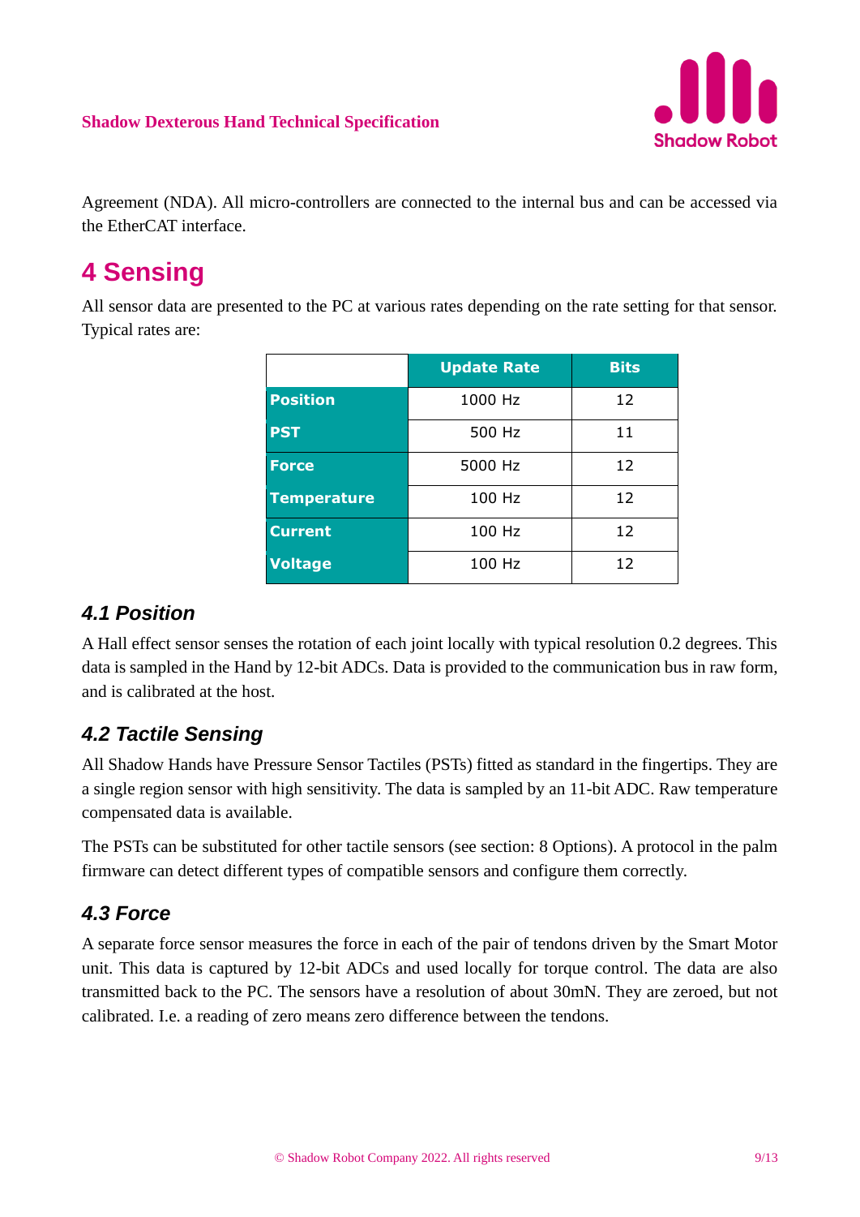Agreement (NDA). All micro-controllers are connected to the internal bus and can be accessed via the EtherCAT interface.

# 4 Sensing

All sensor data are presented to the PC at various rates depending on the rate setting for that sensor. Typical rates are:

| | Update Rate | Bits |
|---|---|---|
| **Position** | 1000 Hz | 12 |
| **PST** | 500 Hz | 11 |
| **Force** | 5000 Hz | 12 |
| **Temperature** | 100 Hz | 12 |
| **Current** | 100 Hz | 12 |
| **Voltage** | 100 Hz | 12 |

## *4.1 Position*

A Hall effect sensor senses the rotation of each joint locally with typical resolution 0.2 degrees. This data is sampled in the Hand by 12-bit ADCs. Data is provided to the communication bus in raw form, and is calibrated at the host.

## *4.2 Tactile Sensing*

All Shadow Hands have Pressure Sensor Tactiles (PSTs) fitted as standard in the fingertips. They are a single region sensor with high sensitivity. The data is sampled by an 11-bit ADC. Raw temperature compensated data is available.

The PSTs can be substituted for other tactile sensors (see section: 8 Options). A protocol in the palm firmware can detect different types of compatible sensors and configure them correctly.

## *4.3 Force*

A separate force sensor measures the force in each of the pair of tendons driven by the Smart Motor unit. This data is captured by 12-bit ADCs and used locally for torque control. The data are also transmitted back to the PC. The sensors have a resolution of about 30mN. They are zeroed, but not calibrated. I.e. a reading of zero means zero difference between the tendons.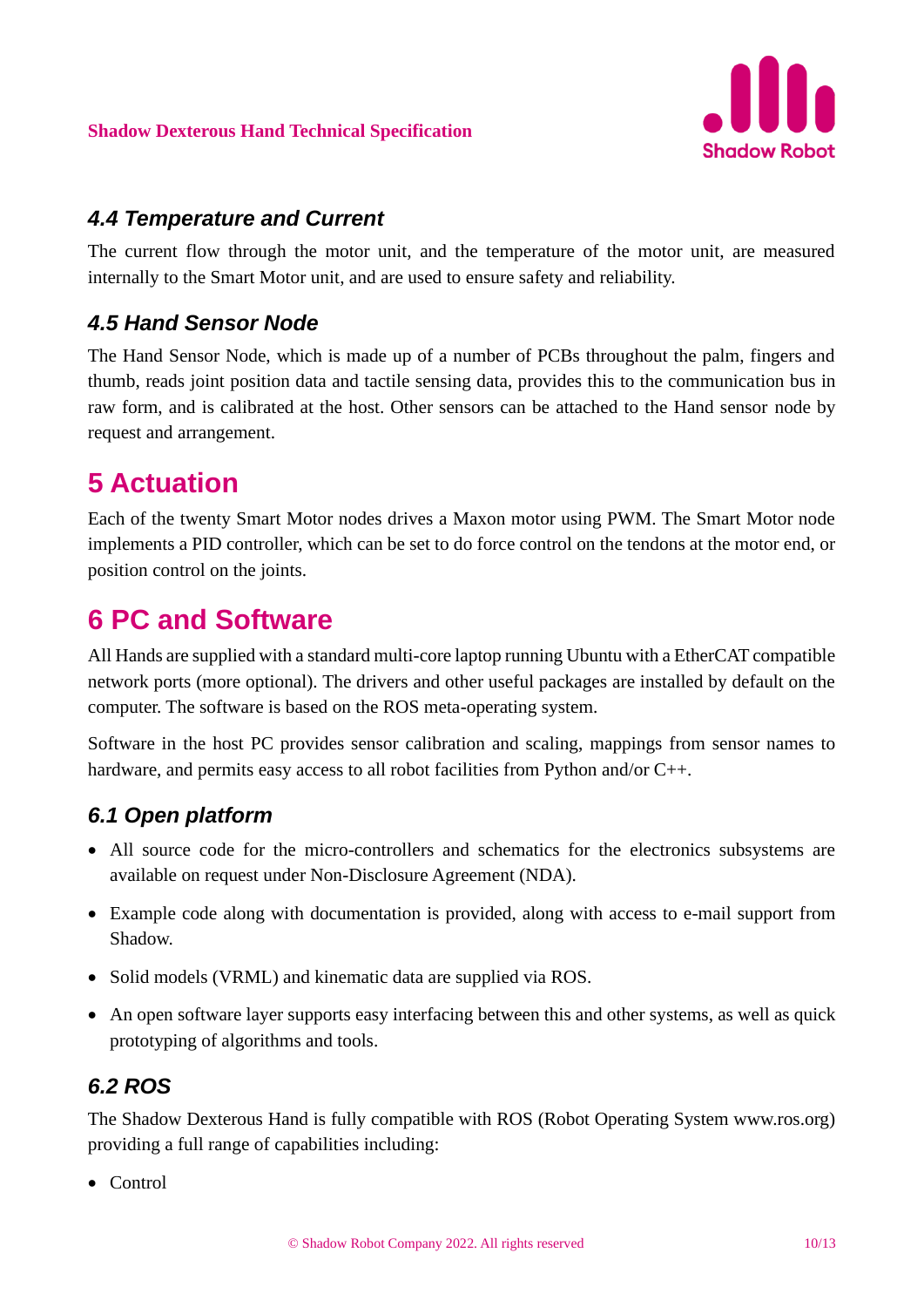### 4.4 Temperature and Current

The current flow through the motor unit, and the temperature of the motor unit, are measured internally to the Smart Motor unit, and are used to ensure safety and reliability.

### 4.5 Hand Sensor Node

The Hand Sensor Node, which is made up of a number of PCBs throughout the palm, fingers and thumb, reads joint position data and tactile sensing data, provides this to the communication bus in raw form, and is calibrated at the host. Other sensors can be attached to the Hand sensor node by request and arrangement.

## 5 Actuation

Each of the twenty Smart Motor nodes drives a Maxon motor using PWM. The Smart Motor node implements a PID controller, which can be set to do force control on the tendons at the motor end, or position control on the joints.

## 6 PC and Software

All Hands are supplied with a standard multi-core laptop running Ubuntu with a EtherCAT compatible network ports (more optional). The drivers and other useful packages are installed by default on the computer. The software is based on the ROS meta-operating system.

Software in the host PC provides sensor calibration and scaling, mappings from sensor names to hardware, and permits easy access to all robot facilities from Python and/or C++.

### 6.1 Open platform

- All source code for the micro-controllers and schematics for the electronics subsystems are available on request under Non-Disclosure Agreement (NDA).
- Example code along with documentation is provided, along with access to e-mail support from Shadow.
- Solid models (VRML) and kinematic data are supplied via ROS.
- An open software layer supports easy interfacing between this and other systems, as well as quick prototyping of algorithms and tools.

### 6.2 ROS

The Shadow Dexterous Hand is fully compatible with ROS (Robot Operating System www.ros.org) providing a full range of capabilities including:

- Control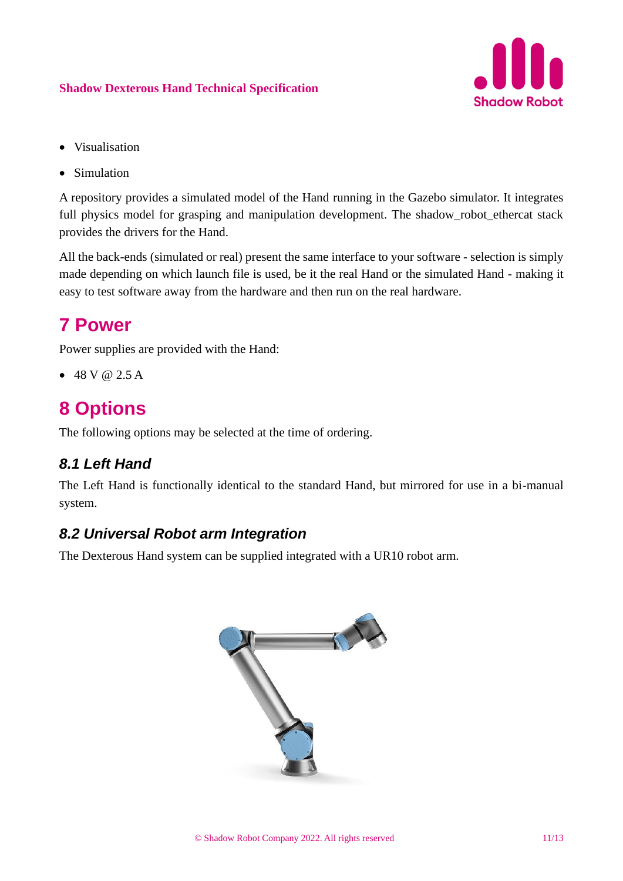- Visualisation
- Simulation

A repository provides a simulated model of the Hand running in the Gazebo simulator. It integrates full physics model for grasping and manipulation development. The shadow_robot_ethercat stack provides the drivers for the Hand.

All the back-ends (simulated or real) present the same interface to your software - selection is simply made depending on which launch file is used, be it the real Hand or the simulated Hand - making it easy to test software away from the hardware and then run on the real hardware.

# 7 Power

Power supplies are provided with the Hand:

- 48 V @ 2.5 A

# 8 Options

The following options may be selected at the time of ordering.

## *8.1 Left Hand*

The Left Hand is functionally identical to the standard Hand, but mirrored for use in a bi-manual system.

## *8.2 Universal Robot arm Integration*

The Dexterous Hand system can be supplied integrated with a UR10 robot arm.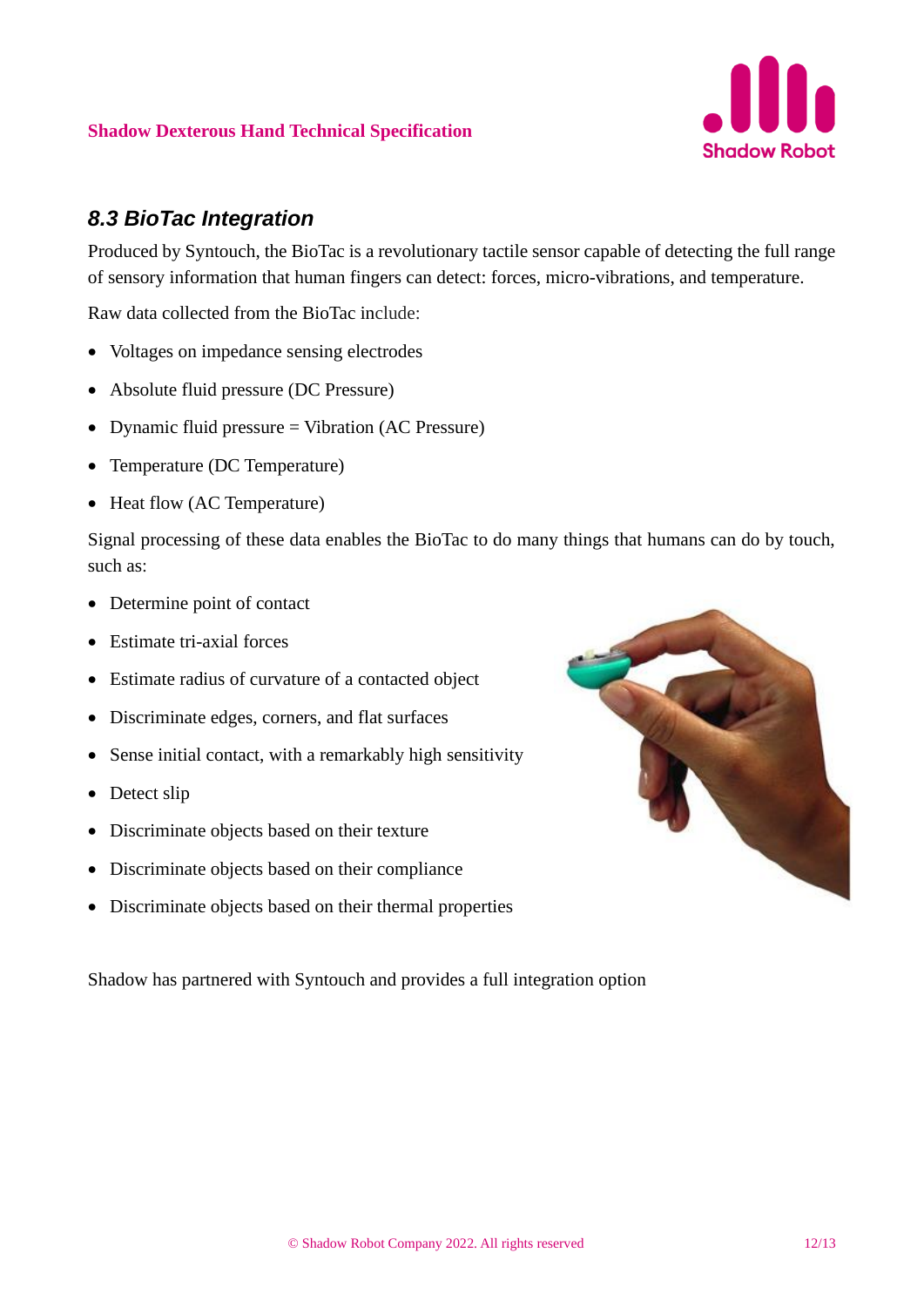## 8.3 BioTac Integration

Produced by Syntouch, the BioTac is a revolutionary tactile sensor capable of detecting the full range of sensory information that human fingers can detect: forces, micro-vibrations, and temperature.

Raw data collected from the BioTac include:

- Voltages on impedance sensing electrodes
- Absolute fluid pressure (DC Pressure)
- Dynamic fluid pressure = Vibration (AC Pressure)
- Temperature (DC Temperature)
- Heat flow (AC Temperature)

Signal processing of these data enables the BioTac to do many things that humans can do by touch, such as:

- Determine point of contact
- Estimate tri-axial forces
- Estimate radius of curvature of a contacted object
- Discriminate edges, corners, and flat surfaces
- Sense initial contact, with a remarkably high sensitivity
- Detect slip
- Discriminate objects based on their texture
- Discriminate objects based on their compliance
- Discriminate objects based on their thermal properties

Shadow has partnered with Syntouch and provides a full integration option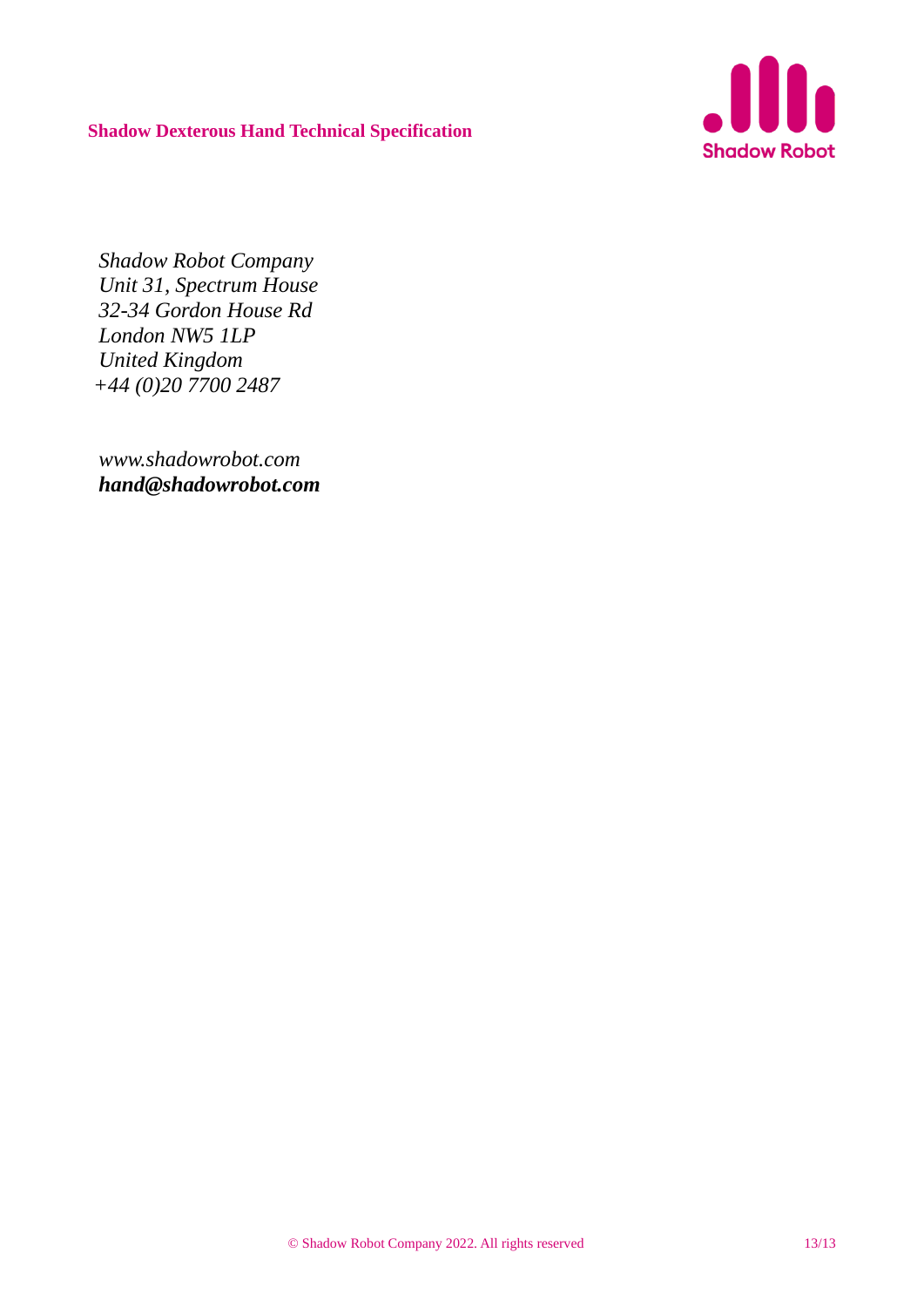*Shadow Robot Company*
*Unit 31, Spectrum House*
*32-34 Gordon House Rd*
*London NW5 1LP*
*United Kingdom*
*+44 (0)20 7700 2487*

*www.shadowrobot.com*
***hand@shadowrobot.com***